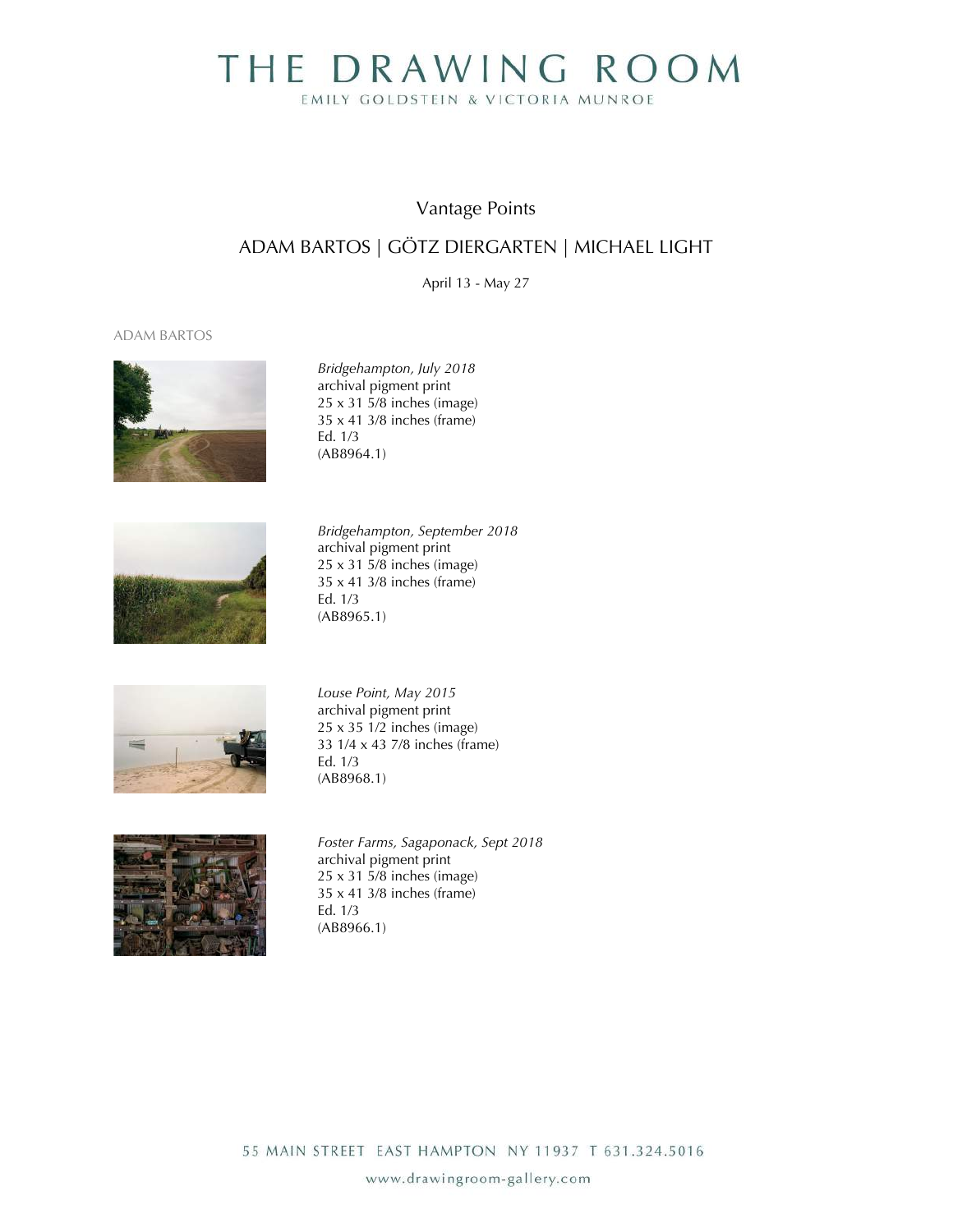# THE DRAWING ROOM

EMILY GOLDSTEIN & VICTORIA MUNROE

## Vantage Points

## ADAM BARTOS | GÖTZ DIERGARTEN | MICHAEL LIGHT

April 13 - May 27

### ADAM BARTOS

*Bridgehampton, July 2018*
archival pigment print
25 x 31 5/8 inches (image)
35 x 41 3/8 inches (frame)
Ed. 1/3
(AB8964.1)

*Bridgehampton, September 2018*
archival pigment print
25 x 31 5/8 inches (image)
35 x 41 3/8 inches (frame)
Ed. 1/3
(AB8965.1)

*Louse Point, May 2015*
archival pigment print
25 x 35 1/2 inches (image)
33 1/4 x 43 7/8 inches (frame)
Ed. 1/3
(AB8968.1)

*Foster Farms, Sagaponack, Sept 2018*
archival pigment print
25 x 31 5/8 inches (image)
35 x 41 3/8 inches (frame)
Ed. 1/3
(AB8966.1)

55 MAIN STREET EAST HAMPTON NY 11937 T 631.324.5016

www.drawingroom-gallery.com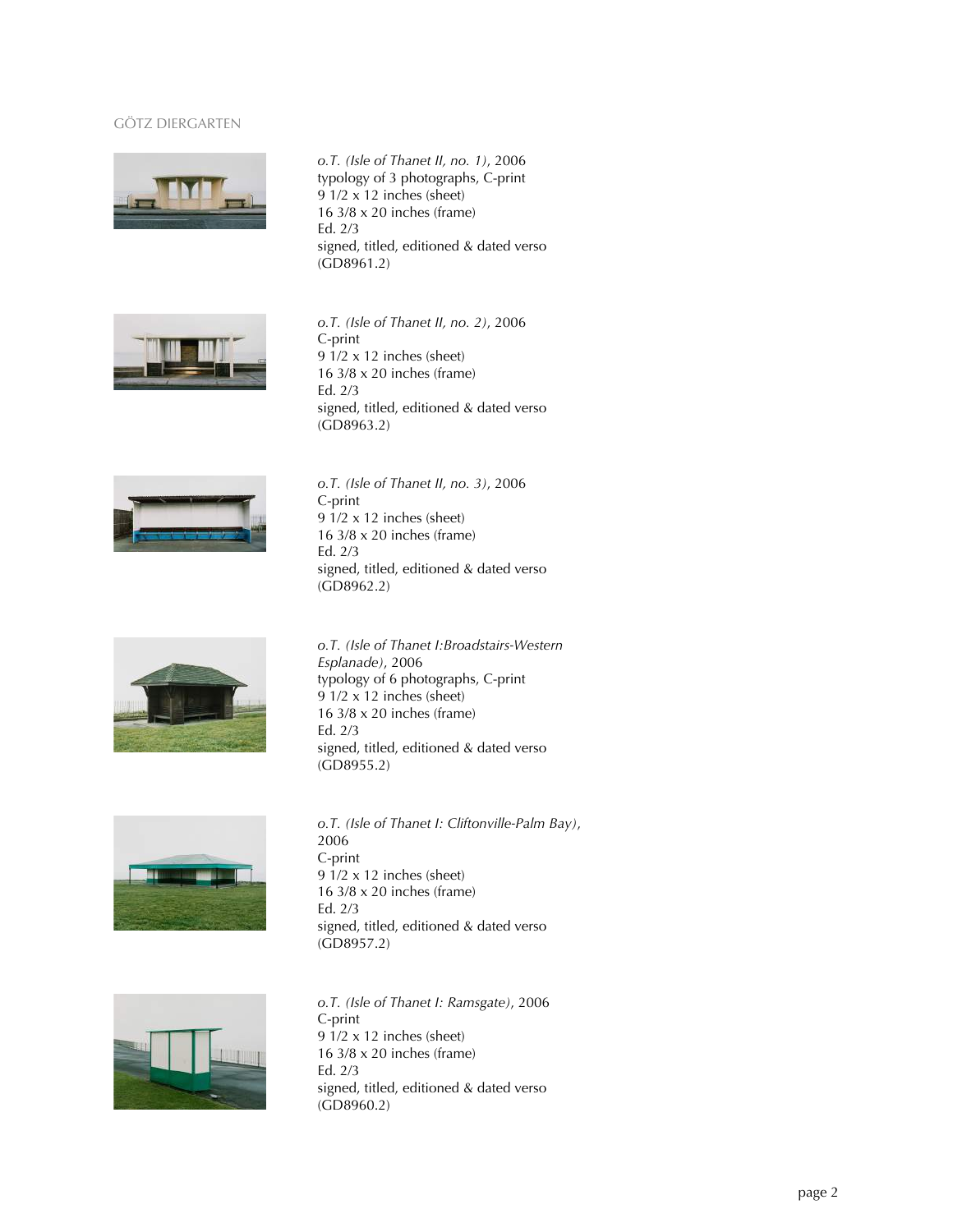GÖTZ DIERGARTEN

*o.T. (Isle of Thanet II, no. 1)*, 2006
typology of 3 photographs, C-print
9 1/2 x 12 inches (sheet)
16 3/8 x 20 inches (frame)
Ed. 2/3
signed, titled, editioned & dated verso
(GD8961.2)

*o.T. (Isle of Thanet II, no. 2)*, 2006
C-print
9 1/2 x 12 inches (sheet)
16 3/8 x 20 inches (frame)
Ed. 2/3
signed, titled, editioned & dated verso
(GD8963.2)

*o.T. (Isle of Thanet II, no. 3)*, 2006
C-print
9 1/2 x 12 inches (sheet)
16 3/8 x 20 inches (frame)
Ed. 2/3
signed, titled, editioned & dated verso
(GD8962.2)

*o.T. (Isle of Thanet I:Broadstairs-Western Esplanade)*, 2006
typology of 6 photographs, C-print
9 1/2 x 12 inches (sheet)
16 3/8 x 20 inches (frame)
Ed. 2/3
signed, titled, editioned & dated verso
(GD8955.2)

*o.T. (Isle of Thanet I: Cliftonville-Palm Bay)*, 2006
C-print
9 1/2 x 12 inches (sheet)
16 3/8 x 20 inches (frame)
Ed. 2/3
signed, titled, editioned & dated verso
(GD8957.2)

*o.T. (Isle of Thanet I: Ramsgate)*, 2006
C-print
9 1/2 x 12 inches (sheet)
16 3/8 x 20 inches (frame)
Ed. 2/3
signed, titled, editioned & dated verso
(GD8960.2)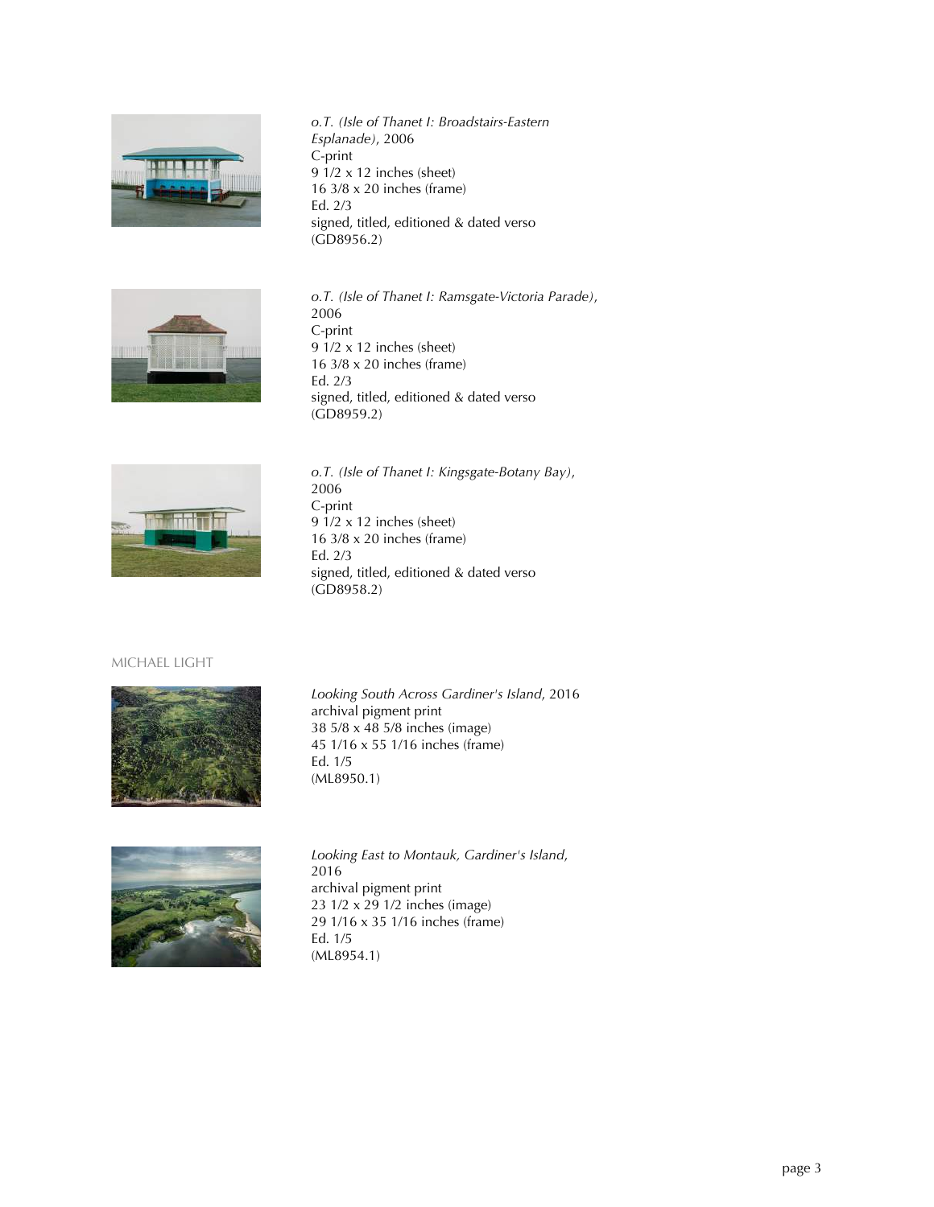*o.T. (Isle of Thanet I: Broadstairs-Eastern Esplanade)*, 2006
C-print
9 1/2 x 12 inches (sheet)
16 3/8 x 20 inches (frame)
Ed. 2/3
signed, titled, editioned & dated verso
(GD8956.2)

*o.T. (Isle of Thanet I: Ramsgate-Victoria Parade)*, 2006
C-print
9 1/2 x 12 inches (sheet)
16 3/8 x 20 inches (frame)
Ed. 2/3
signed, titled, editioned & dated verso
(GD8959.2)

*o.T. (Isle of Thanet I: Kingsgate-Botany Bay)*, 2006
C-print
9 1/2 x 12 inches (sheet)
16 3/8 x 20 inches (frame)
Ed. 2/3
signed, titled, editioned & dated verso
(GD8958.2)

MICHAEL LIGHT

*Looking South Across Gardiner's Island*, 2016
archival pigment print
38 5/8 x 48 5/8 inches (image)
45 1/16 x 55 1/16 inches (frame)
Ed. 1/5
(ML8950.1)

*Looking East to Montauk, Gardiner's Island*, 2016
archival pigment print
23 1/2 x 29 1/2 inches (image)
29 1/16 x 35 1/16 inches (frame)
Ed. 1/5
(ML8954.1)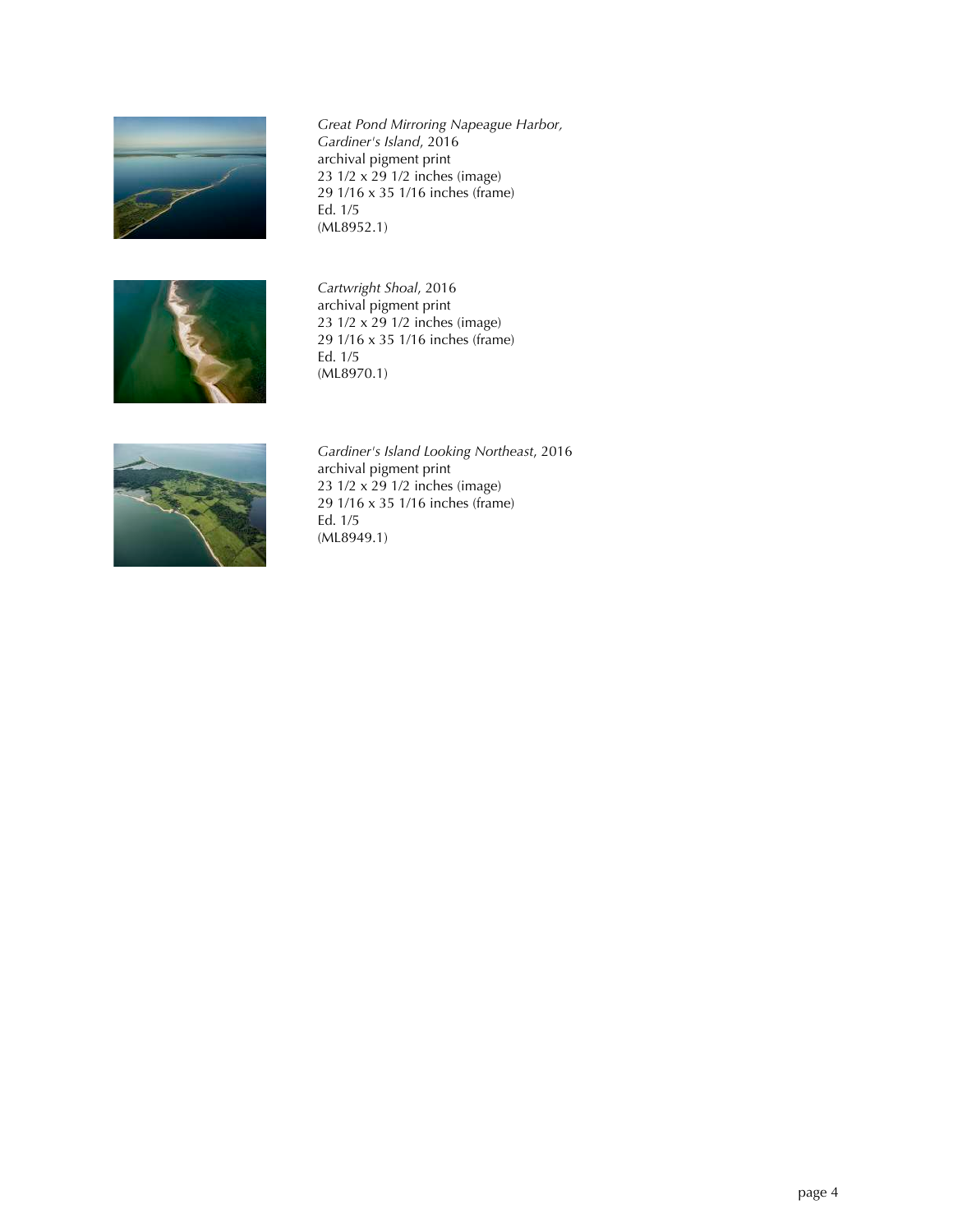*Great Pond Mirroring Napeague Harbor, Gardiner's Island*, 2016
archival pigment print
23 1/2 x 29 1/2 inches (image)
29 1/16 x 35 1/16 inches (frame)
Ed. 1/5
(ML8952.1)

*Cartwright Shoal*, 2016
archival pigment print
23 1/2 x 29 1/2 inches (image)
29 1/16 x 35 1/16 inches (frame)
Ed. 1/5
(ML8970.1)

*Gardiner's Island Looking Northeast*, 2016
archival pigment print
23 1/2 x 29 1/2 inches (image)
29 1/16 x 35 1/16 inches (frame)
Ed. 1/5
(ML8949.1)